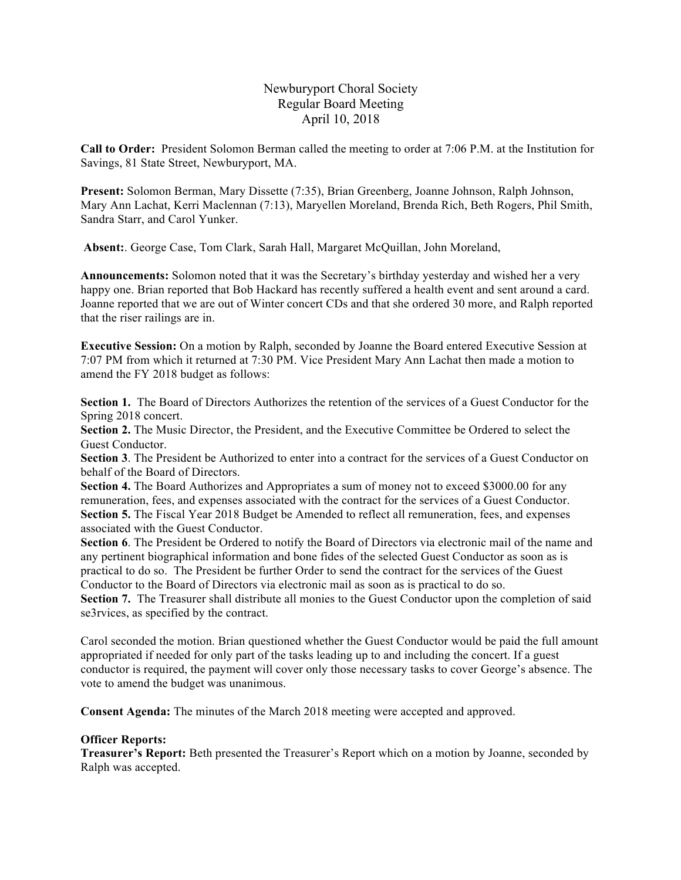# Newburyport Choral Society
## Regular Board Meeting
## April 10, 2018

**Call to Order:** President Solomon Berman called the meeting to order at 7:06 P.M. at the Institution for Savings, 81 State Street, Newburyport, MA.

**Present:** Solomon Berman, Mary Dissette (7:35), Brian Greenberg, Joanne Johnson, Ralph Johnson, Mary Ann Lachat, Kerri Maclennan (7:13), Maryellen Moreland, Brenda Rich, Beth Rogers, Phil Smith, Sandra Starr, and Carol Yunker.

**Absent:**. George Case, Tom Clark, Sarah Hall, Margaret McQuillan, John Moreland,

**Announcements:** Solomon noted that it was the Secretary's birthday yesterday and wished her a very happy one. Brian reported that Bob Hackard has recently suffered a health event and sent around a card. Joanne reported that we are out of Winter concert CDs and that she ordered 30 more, and Ralph reported that the riser railings are in.

**Executive Session:** On a motion by Ralph, seconded by Joanne the Board entered Executive Session at 7:07 PM from which it returned at 7:30 PM. Vice President Mary Ann Lachat then made a motion to amend the FY 2018 budget as follows:

**Section 1.** The Board of Directors Authorizes the retention of the services of a Guest Conductor for the Spring 2018 concert.
**Section 2.** The Music Director, the President, and the Executive Committee be Ordered to select the Guest Conductor.
**Section 3**. The President be Authorized to enter into a contract for the services of a Guest Conductor on behalf of the Board of Directors.
**Section 4.** The Board Authorizes and Appropriates a sum of money not to exceed $3000.00 for any remuneration, fees, and expenses associated with the contract for the services of a Guest Conductor.
**Section 5.** The Fiscal Year 2018 Budget be Amended to reflect all remuneration, fees, and expenses associated with the Guest Conductor.
**Section 6**. The President be Ordered to notify the Board of Directors via electronic mail of the name and any pertinent biographical information and bone fides of the selected Guest Conductor as soon as is practical to do so. The President be further Order to send the contract for the services of the Guest Conductor to the Board of Directors via electronic mail as soon as is practical to do so.
**Section 7.** The Treasurer shall distribute all monies to the Guest Conductor upon the completion of said se3rvices, as specified by the contract.

Carol seconded the motion. Brian questioned whether the Guest Conductor would be paid the full amount appropriated if needed for only part of the tasks leading up to and including the concert. If a guest conductor is required, the payment will cover only those necessary tasks to cover George's absence. The vote to amend the budget was unanimous.

**Consent Agenda:** The minutes of the March 2018 meeting were accepted and approved.

**Officer Reports:**
**Treasurer's Report:** Beth presented the Treasurer's Report which on a motion by Joanne, seconded by Ralph was accepted.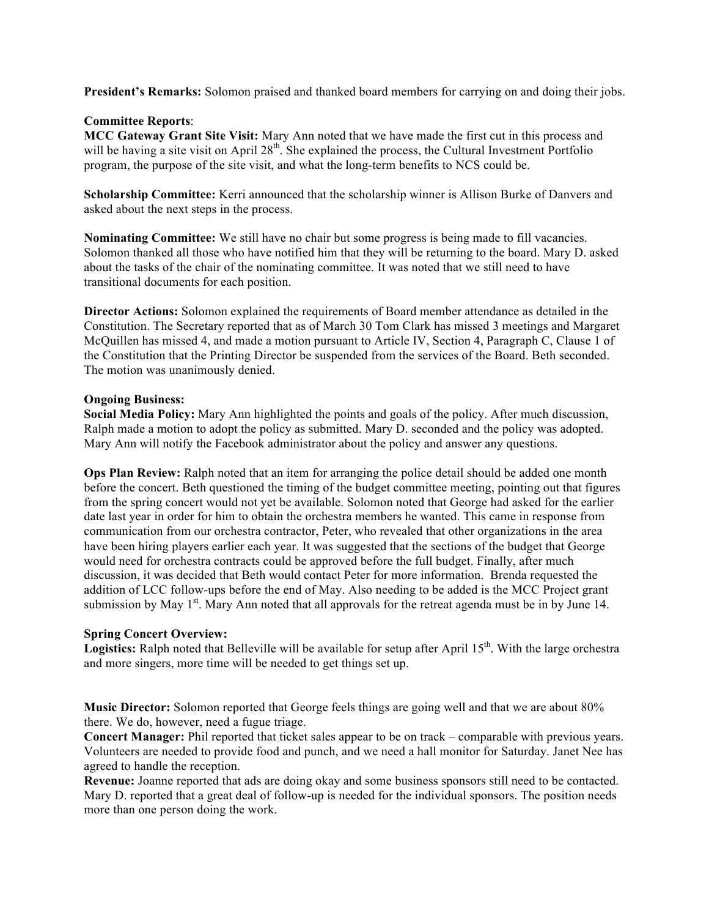**President's Remarks:** Solomon praised and thanked board members for carrying on and doing their jobs.

**Committee Reports**:

**MCC Gateway Grant Site Visit:** Mary Ann noted that we have made the first cut in this process and will be having a site visit on April 28th. She explained the process, the Cultural Investment Portfolio program, the purpose of the site visit, and what the long-term benefits to NCS could be.

**Scholarship Committee:** Kerri announced that the scholarship winner is Allison Burke of Danvers and asked about the next steps in the process.

**Nominating Committee:** We still have no chair but some progress is being made to fill vacancies. Solomon thanked all those who have notified him that they will be returning to the board. Mary D. asked about the tasks of the chair of the nominating committee. It was noted that we still need to have transitional documents for each position.

**Director Actions:** Solomon explained the requirements of Board member attendance as detailed in the Constitution. The Secretary reported that as of March 30 Tom Clark has missed 3 meetings and Margaret McQuillen has missed 4, and made a motion pursuant to Article IV, Section 4, Paragraph C, Clause 1 of the Constitution that the Printing Director be suspended from the services of the Board. Beth seconded. The motion was unanimously denied.

**Ongoing Business:**

**Social Media Policy:** Mary Ann highlighted the points and goals of the policy. After much discussion, Ralph made a motion to adopt the policy as submitted. Mary D. seconded and the policy was adopted. Mary Ann will notify the Facebook administrator about the policy and answer any questions.

**Ops Plan Review:** Ralph noted that an item for arranging the police detail should be added one month before the concert. Beth questioned the timing of the budget committee meeting, pointing out that figures from the spring concert would not yet be available. Solomon noted that George had asked for the earlier date last year in order for him to obtain the orchestra members he wanted. This came in response from communication from our orchestra contractor, Peter, who revealed that other organizations in the area have been hiring players earlier each year. It was suggested that the sections of the budget that George would need for orchestra contracts could be approved before the full budget. Finally, after much discussion, it was decided that Beth would contact Peter for more information. Brenda requested the addition of LCC follow-ups before the end of May. Also needing to be added is the MCC Project grant submission by May 1st. Mary Ann noted that all approvals for the retreat agenda must be in by June 14.

**Spring Concert Overview:**

**Logistics:** Ralph noted that Belleville will be available for setup after April 15th. With the large orchestra and more singers, more time will be needed to get things set up.

**Music Director:** Solomon reported that George feels things are going well and that we are about 80% there. We do, however, need a fugue triage.

**Concert Manager:** Phil reported that ticket sales appear to be on track – comparable with previous years. Volunteers are needed to provide food and punch, and we need a hall monitor for Saturday. Janet Nee has agreed to handle the reception.

**Revenue:** Joanne reported that ads are doing okay and some business sponsors still need to be contacted. Mary D. reported that a great deal of follow-up is needed for the individual sponsors. The position needs more than one person doing the work.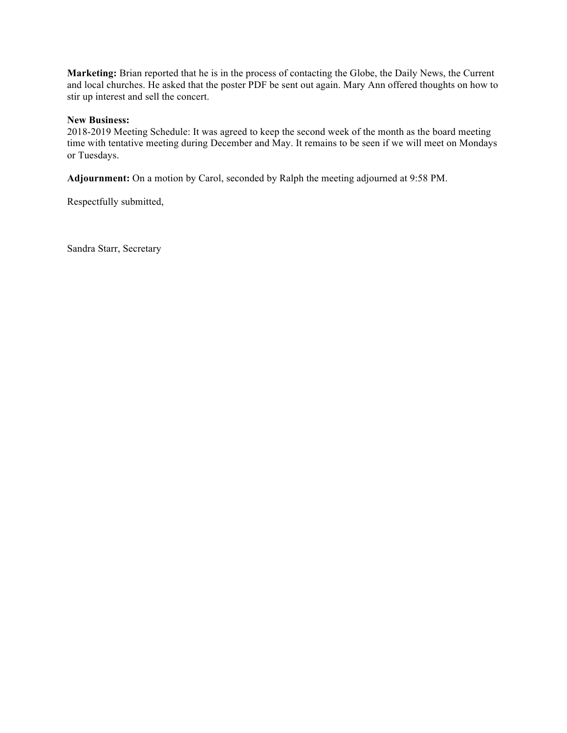**Marketing:** Brian reported that he is in the process of contacting the Globe, the Daily News, the Current and local churches. He asked that the poster PDF be sent out again. Mary Ann offered thoughts on how to stir up interest and sell the concert.

**New Business:**
2018-2019 Meeting Schedule: It was agreed to keep the second week of the month as the board meeting time with tentative meeting during December and May. It remains to be seen if we will meet on Mondays or Tuesdays.

**Adjournment:** On a motion by Carol, seconded by Ralph the meeting adjourned at 9:58 PM.

Respectfully submitted,

Sandra Starr, Secretary